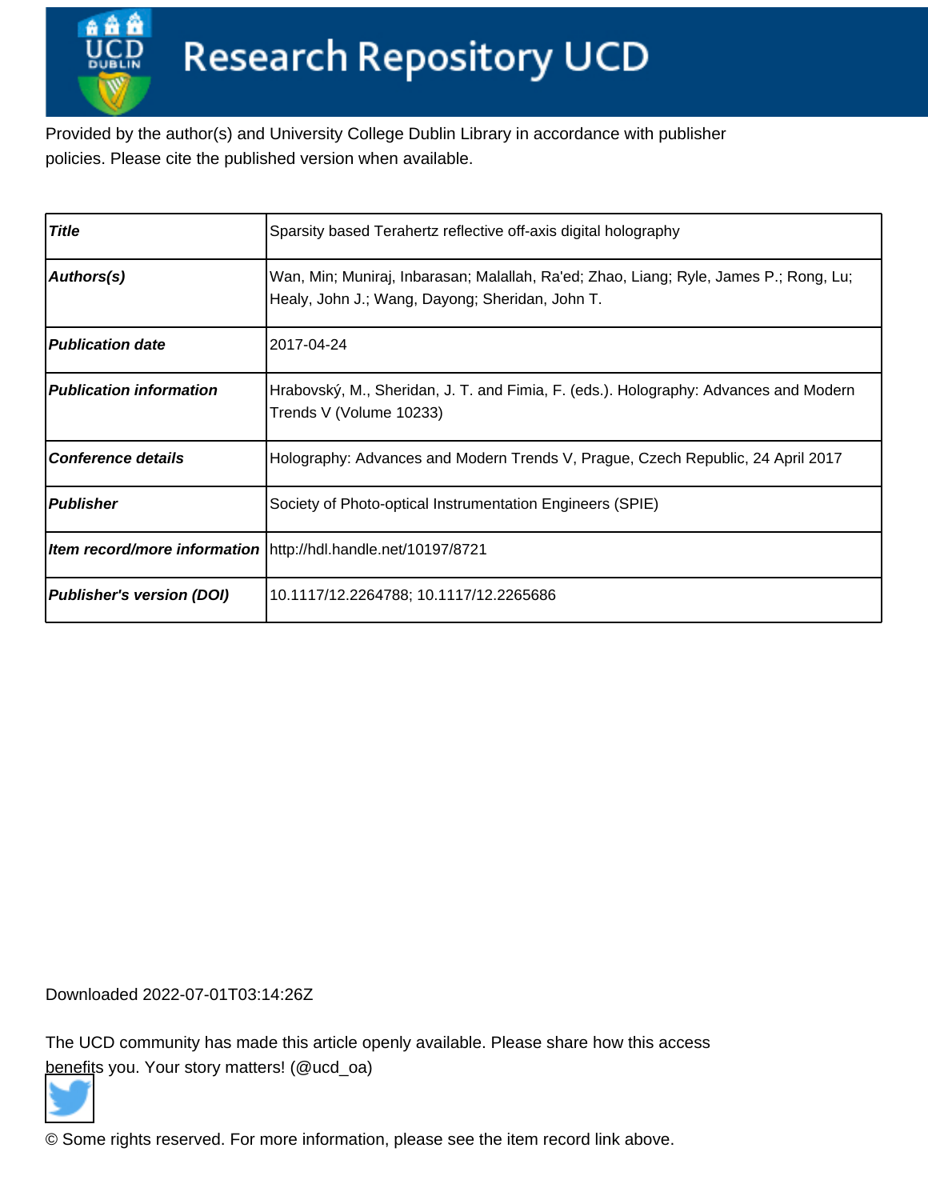# Research Repository UCD

Provided by the author(s) and University College Dublin Library in accordance with publisher policies. Please cite the published version when available.

| Title | Sparsity based Terahertz reflective off-axis digital holography |
|---|---|
| Authors(s) | Wan, Min; Muniraj, Inbarasan; Malallah, Ra'ed; Zhao, Liang; Ryle, James P.; Rong, Lu; Healy, John J.; Wang, Dayong; Sheridan, John T. |
| Publication date | 2017-04-24 |
| Publication information | Hrabovský, M., Sheridan, J. T. and Fimia, F. (eds.). Holography: Advances and Modern Trends V (Volume 10233) |
| Conference details | Holography: Advances and Modern Trends V, Prague, Czech Republic, 24 April 2017 |
| Publisher | Society of Photo-optical Instrumentation Engineers (SPIE) |
| Item record/more information | http://hdl.handle.net/10197/8721 |
| Publisher's version (DOI) | 10.1117/12.2264788; 10.1117/12.2265686 |

Downloaded 2022-07-01T03:14:26Z

The UCD community has made this article openly available. Please share how this access benefits you. Your story matters! (@ucd_oa)

© Some rights reserved. For more information, please see the item record link above.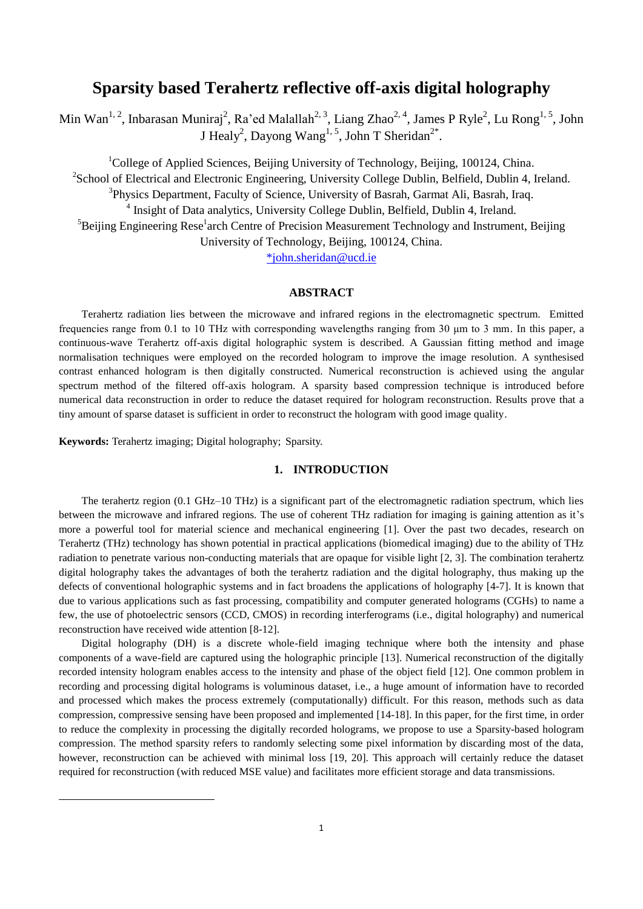# Sparsity based Terahertz reflective off-axis digital holography

Min Wan[1, 2], Inbarasan Muniraj[2], Ra'ed Malallah[2, 3], Liang Zhao[2, 4], James P Ryle[2], Lu Rong[1, 5], John J Healy[2], Dayong Wang[1, 5], John T Sheridan[2*].

[1]College of Applied Sciences, Beijing University of Technology, Beijing, 100124, China.
[2]School of Electrical and Electronic Engineering, University College Dublin, Belfield, Dublin 4, Ireland.
[3]Physics Department, Faculty of Science, University of Basrah, Garmat Ali, Basrah, Iraq.
[4] Insight of Data analytics, University College Dublin, Belfield, Dublin 4, Ireland.
[5]Beijing Engineering Rese[1]arch Centre of Precision Measurement Technology and Instrument, Beijing University of Technology, Beijing, 100124, China.
*john.sheridan@ucd.ie

## ABSTRACT

Terahertz radiation lies between the microwave and infrared regions in the electromagnetic spectrum. Emitted frequencies range from 0.1 to 10 THz with corresponding wavelengths ranging from 30 μm to 3 mm. In this paper, a continuous-wave Terahertz off-axis digital holographic system is described. A Gaussian fitting method and image normalisation techniques were employed on the recorded hologram to improve the image resolution. A synthesised contrast enhanced hologram is then digitally constructed. Numerical reconstruction is achieved using the angular spectrum method of the filtered off-axis hologram. A sparsity based compression technique is introduced before numerical data reconstruction in order to reduce the dataset required for hologram reconstruction. Results prove that a tiny amount of sparse dataset is sufficient in order to reconstruct the hologram with good image quality.

**Keywords:** Terahertz imaging; Digital holography; Sparsity.

## 1. INTRODUCTION

The terahertz region (0.1 GHz–10 THz) is a significant part of the electromagnetic radiation spectrum, which lies between the microwave and infrared regions. The use of coherent THz radiation for imaging is gaining attention as it's more a powerful tool for material science and mechanical engineering [1]. Over the past two decades, research on Terahertz (THz) technology has shown potential in practical applications (biomedical imaging) due to the ability of THz radiation to penetrate various non-conducting materials that are opaque for visible light [2, 3]. The combination terahertz digital holography takes the advantages of both the terahertz radiation and the digital holography, thus making up the defects of conventional holographic systems and in fact broadens the applications of holography [4-7]. It is known that due to various applications such as fast processing, compatibility and computer generated holograms (CGHs) to name a few, the use of photoelectric sensors (CCD, CMOS) in recording interferograms (i.e., digital holography) and numerical reconstruction have received wide attention [8-12].

Digital holography (DH) is a discrete whole-field imaging technique where both the intensity and phase components of a wave-field are captured using the holographic principle [13]. Numerical reconstruction of the digitally recorded intensity hologram enables access to the intensity and phase of the object field [12]. One common problem in recording and processing digital holograms is voluminous dataset, i.e., a huge amount of information have to recorded and processed which makes the process extremely (computationally) difficult. For this reason, methods such as data compression, compressive sensing have been proposed and implemented [14-18]. In this paper, for the first time, in order to reduce the complexity in processing the digitally recorded holograms, we propose to use a Sparsity-based hologram compression. The method sparsity refers to randomly selecting some pixel information by discarding most of the data, however, reconstruction can be achieved with minimal loss [19, 20]. This approach will certainly reduce the dataset required for reconstruction (with reduced MSE value) and facilitates more efficient storage and data transmissions.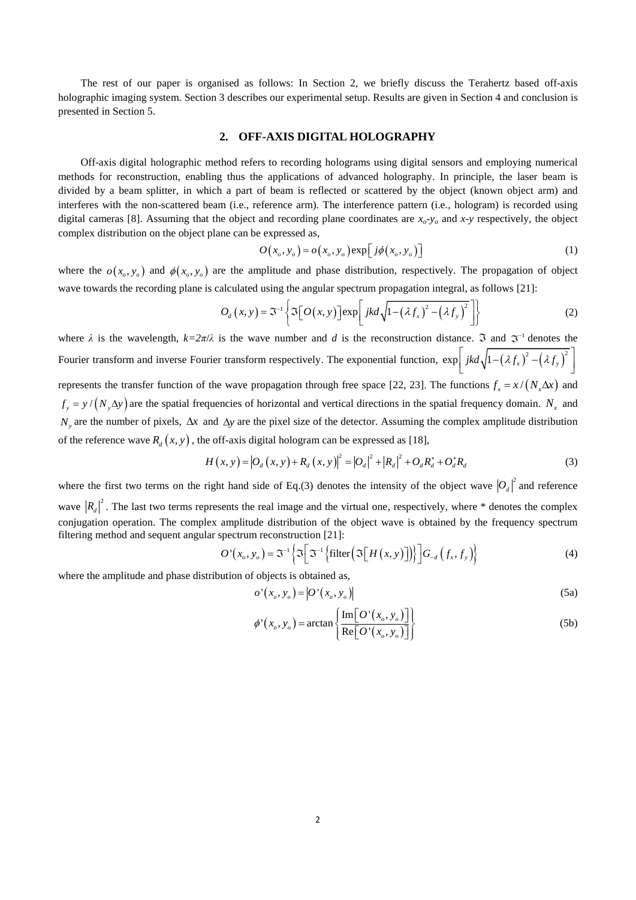The rest of our paper is organised as follows: In Section 2, we briefly discuss the Terahertz based off-axis holographic imaging system. Section 3 describes our experimental setup. Results are given in Section 4 and conclusion is presented in Section 5.

## 2. OFF-AXIS DIGITAL HOLOGRAPHY

Off-axis digital holographic method refers to recording holograms using digital sensors and employing numerical methods for reconstruction, enabling thus the applications of advanced holography. In principle, the laser beam is divided by a beam splitter, in which a part of beam is reflected or scattered by the object (known object arm) and interferes with the non-scattered beam (i.e., reference arm). The interference pattern (i.e., hologram) is recorded using digital cameras [8]. Assuming that the object and recording plane coordinates are $x_o$-$y_o$ and $x$-$y$ respectively, the object complex distribution on the object plane can be expressed as,

$$O(x_o, y_o) = o(x_o, y_o)\exp\left[j\phi(x_o, y_o)\right] \tag{1}$$

where the $o(x_o, y_o)$ and $\phi(x_o, y_o)$ are the amplitude and phase distribution, respectively. The propagation of object wave towards the recording plane is calculated using the angular spectrum propagation integral, as follows [21]:

$$O_d(x, y) = \Im^{-1}\left\{\Im\left[O(x, y)\right]\exp\left[jkd\sqrt{1-(\lambda f_x)^2-(\lambda f_y)^2}\right]\right\} \tag{2}$$

where $\lambda$ is the wavelength, $k=2\pi/\lambda$ is the wave number and $d$ is the reconstruction distance. $\Im$ and $\Im^{-1}$ denotes the Fourier transform and inverse Fourier transform respectively. The exponential function, $\exp\left[jkd\sqrt{1-(\lambda f_x)^2-(\lambda f_y)^2}\right]$ represents the transfer function of the wave propagation through free space [22, 23]. The functions $f_x = x/(N_x \Delta x)$ and $f_y = y/(N_y \Delta y)$ are the spatial frequencies of horizontal and vertical directions in the spatial frequency domain. $N_x$ and $N_y$ are the number of pixels, $\Delta x$ and $\Delta y$ are the pixel size of the detector. Assuming the complex amplitude distribution of the reference wave $R_d(x, y)$, the off-axis digital hologram can be expressed as [18],

$$H(x, y) = \left|O_d(x, y) + R_d(x, y)\right|^2 = \left|O_d\right|^2 + \left|R_d\right|^2 + O_d R_d^* + O_d^* R_d \tag{3}$$

where the first two terms on the right hand side of Eq.(3) denotes the intensity of the object wave $\left|O_d\right|^2$ and reference wave $\left|R_d\right|^2$. The last two terms represents the real image and the virtual one, respectively, where * denotes the complex conjugation operation. The complex amplitude distribution of the object wave is obtained by the frequency spectrum filtering method and sequent angular spectrum reconstruction [21]:

$$O'(x_o, y_o) = \Im^{-1}\left\{\Im\left[\Im^{-1}\left\{\text{filter}\left(\Im\left[H(x, y)\right]\right)\right\}\right]G_{-d}(f_x, f_y)\right\} \tag{4}$$

where the amplitude and phase distribution of objects is obtained as,

$$o'(x_o, y_o) = \left|O'(x_o, y_o)\right| \tag{5a}$$

$$\phi'(x_o, y_o) = \arctan\left\{\frac{\text{Im}\left[O'(x_o, y_o)\right]}{\text{Re}\left[O'(x_o, y_o)\right]}\right\} \tag{5b}$$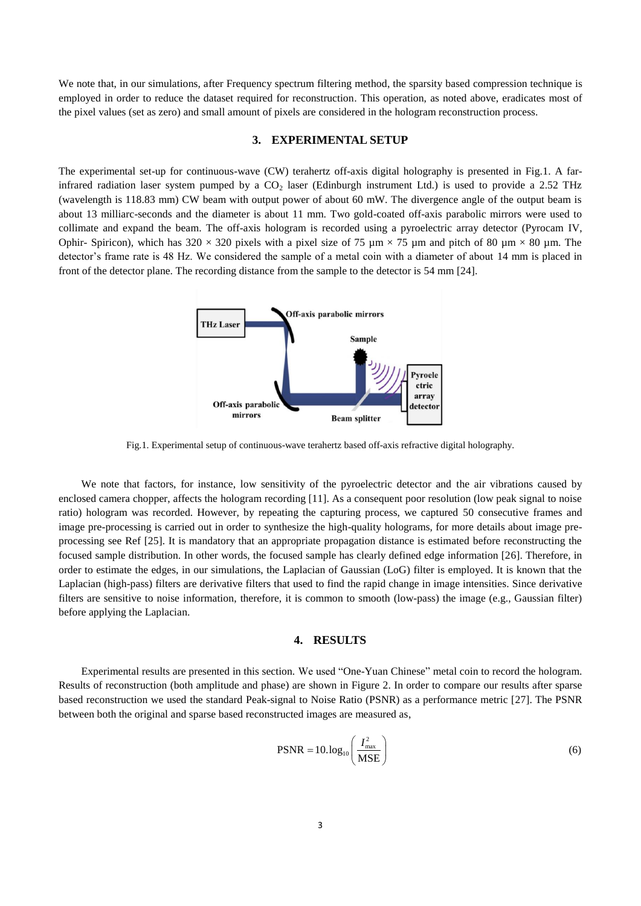We note that, in our simulations, after Frequency spectrum filtering method, the sparsity based compression technique is employed in order to reduce the dataset required for reconstruction. This operation, as noted above, eradicates most of the pixel values (set as zero) and small amount of pixels are considered in the hologram reconstruction process.

## 3. EXPERIMENTAL SETUP

The experimental set-up for continuous-wave (CW) terahertz off-axis digital holography is presented in Fig.1. A far-infrared radiation laser system pumped by a $CO_2$ laser (Edinburgh instrument Ltd.) is used to provide a 2.52 THz (wavelength is 118.83 mm) CW beam with output power of about 60 mW. The divergence angle of the output beam is about 13 milliarc-seconds and the diameter is about 11 mm. Two gold-coated off-axis parabolic mirrors were used to collimate and expand the beam. The off-axis hologram is recorded using a pyroelectric array detector (Pyrocam IV, Ophir- Spiricon), which has 320 × 320 pixels with a pixel size of 75 μm × 75 μm and pitch of 80 μm × 80 μm. The detector's frame rate is 48 Hz. We considered the sample of a metal coin with a diameter of about 14 mm is placed in front of the detector plane. The recording distance from the sample to the detector is 54 mm [24].

Fig.1. Experimental setup of continuous-wave terahertz based off-axis refractive digital holography.

We note that factors, for instance, low sensitivity of the pyroelectric detector and the air vibrations caused by enclosed camera chopper, affects the hologram recording [11]. As a consequent poor resolution (low peak signal to noise ratio) hologram was recorded. However, by repeating the capturing process, we captured 50 consecutive frames and image pre-processing is carried out in order to synthesize the high-quality holograms, for more details about image pre-processing see Ref [25]. It is mandatory that an appropriate propagation distance is estimated before reconstructing the focused sample distribution. In other words, the focused sample has clearly defined edge information [26]. Therefore, in order to estimate the edges, in our simulations, the Laplacian of Gaussian (LoG) filter is employed. It is known that the Laplacian (high-pass) filters are derivative filters that used to find the rapid change in image intensities. Since derivative filters are sensitive to noise information, therefore, it is common to smooth (low-pass) the image (e.g., Gaussian filter) before applying the Laplacian.

## 4. RESULTS

Experimental results are presented in this section. We used "One-Yuan Chinese" metal coin to record the hologram. Results of reconstruction (both amplitude and phase) are shown in Figure 2. In order to compare our results after sparse based reconstruction we used the standard Peak-signal to Noise Ratio (PSNR) as a performance metric [27]. The PSNR between both the original and sparse based reconstructed images are measured as,

$$\text{PSNR} = 10.\log_{10}\left(\frac{I_{\max}^2}{\text{MSE}}\right) \tag{6}$$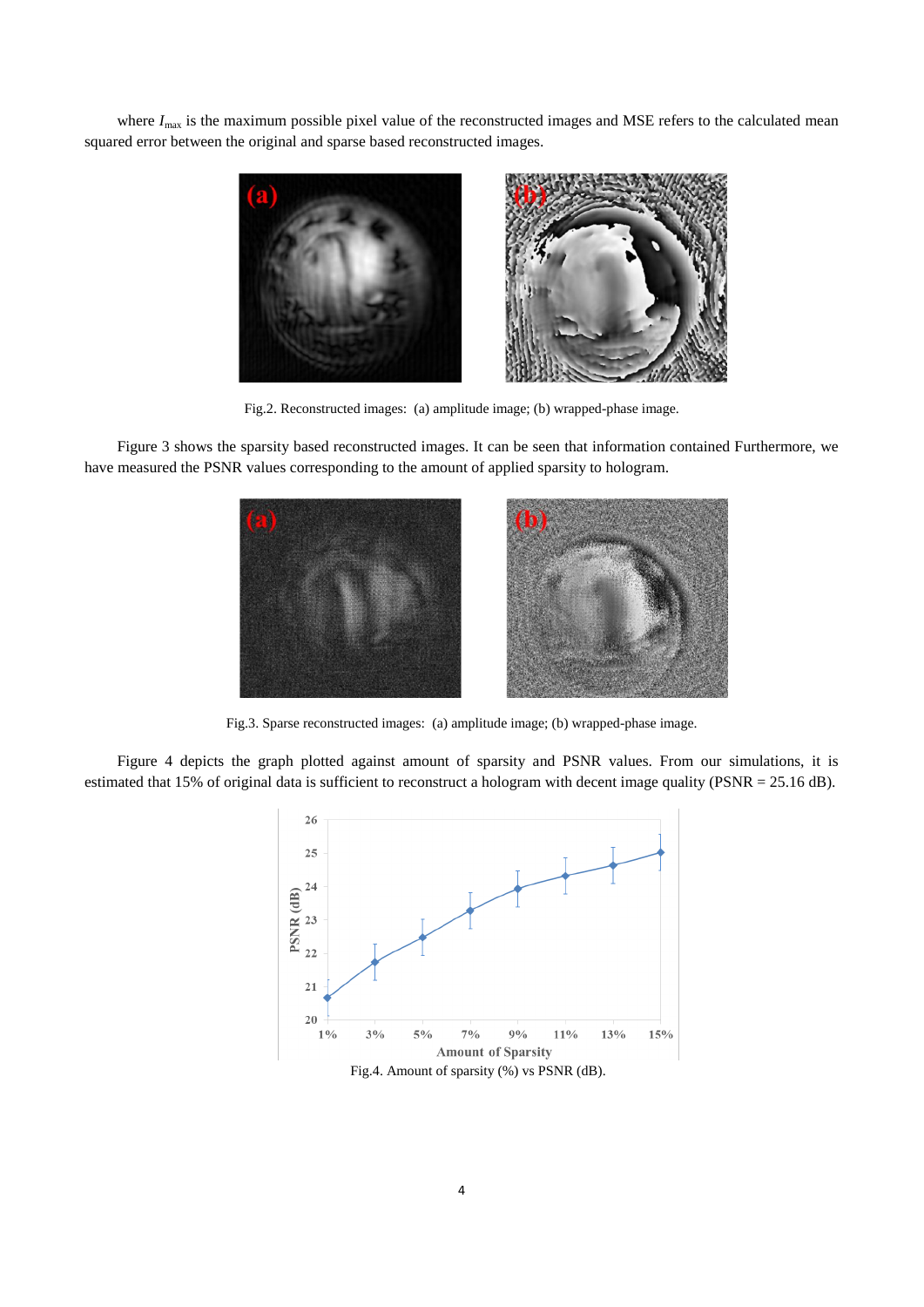where $I_{max}$ is the maximum possible pixel value of the reconstructed images and MSE refers to the calculated mean squared error between the original and sparse based reconstructed images.

Fig.2. Reconstructed images: (a) amplitude image; (b) wrapped-phase image.

Figure 3 shows the sparsity based reconstructed images. It can be seen that information contained Furthermore, we have measured the PSNR values corresponding to the amount of applied sparsity to hologram.

Fig.3. Sparse reconstructed images: (a) amplitude image; (b) wrapped-phase image.

Figure 4 depicts the graph plotted against amount of sparsity and PSNR values. From our simulations, it is estimated that 15% of original data is sufficient to reconstruct a hologram with decent image quality (PSNR = 25.16 dB).

Fig.4. Amount of sparsity (%) vs PSNR (dB).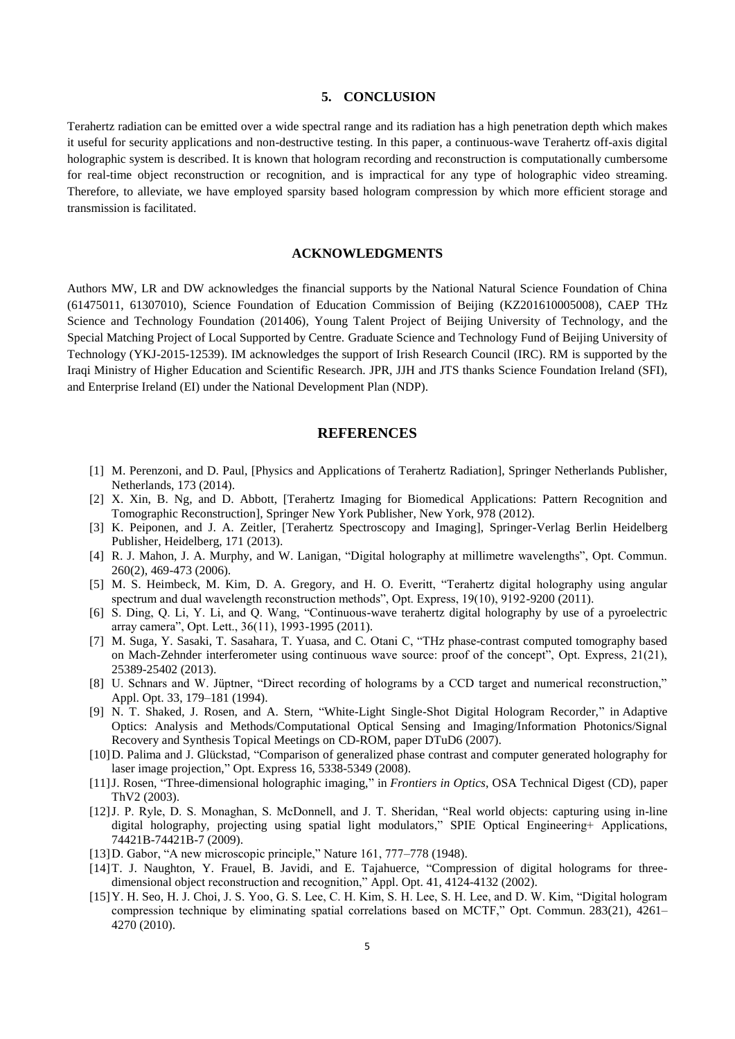## 5. CONCLUSION

Terahertz radiation can be emitted over a wide spectral range and its radiation has a high penetration depth which makes it useful for security applications and non-destructive testing. In this paper, a continuous-wave Terahertz off-axis digital holographic system is described. It is known that hologram recording and reconstruction is computationally cumbersome for real-time object reconstruction or recognition, and is impractical for any type of holographic video streaming. Therefore, to alleviate, we have employed sparsity based hologram compression by which more efficient storage and transmission is facilitated.

## ACKNOWLEDGMENTS

Authors MW, LR and DW acknowledges the financial supports by the National Natural Science Foundation of China (61475011, 61307010), Science Foundation of Education Commission of Beijing (KZ201610005008), CAEP THz Science and Technology Foundation (201406), Young Talent Project of Beijing University of Technology, and the Special Matching Project of Local Supported by Centre. Graduate Science and Technology Fund of Beijing University of Technology (YKJ-2015-12539). IM acknowledges the support of Irish Research Council (IRC). RM is supported by the Iraqi Ministry of Higher Education and Scientific Research. JPR, JJH and JTS thanks Science Foundation Ireland (SFI), and Enterprise Ireland (EI) under the National Development Plan (NDP).

## REFERENCES

[1] M. Perenzoni, and D. Paul, [Physics and Applications of Terahertz Radiation], Springer Netherlands Publisher, Netherlands, 173 (2014).

[2] X. Xin, B. Ng, and D. Abbott, [Terahertz Imaging for Biomedical Applications: Pattern Recognition and Tomographic Reconstruction], Springer New York Publisher, New York, 978 (2012).

[3] K. Peiponen, and J. A. Zeitler, [Terahertz Spectroscopy and Imaging], Springer-Verlag Berlin Heidelberg Publisher, Heidelberg, 171 (2013).

[4] R. J. Mahon, J. A. Murphy, and W. Lanigan, "Digital holography at millimetre wavelengths", Opt. Commun. 260(2), 469-473 (2006).

[5] M. S. Heimbeck, M. Kim, D. A. Gregory, and H. O. Everitt, "Terahertz digital holography using angular spectrum and dual wavelength reconstruction methods", Opt. Express, 19(10), 9192-9200 (2011).

[6] S. Ding, Q. Li, Y. Li, and Q. Wang, "Continuous-wave terahertz digital holography by use of a pyroelectric array camera", Opt. Lett., 36(11), 1993-1995 (2011).

[7] M. Suga, Y. Sasaki, T. Sasahara, T. Yuasa, and C. Otani C, "THz phase-contrast computed tomography based on Mach-Zehnder interferometer using continuous wave source: proof of the concept", Opt. Express, 21(21), 25389-25402 (2013).

[8] U. Schnars and W. Jüptner, "Direct recording of holograms by a CCD target and numerical reconstruction," Appl. Opt. 33, 179–181 (1994).

[9] N. T. Shaked, J. Rosen, and A. Stern, "White-Light Single-Shot Digital Hologram Recorder," in Adaptive Optics: Analysis and Methods/Computational Optical Sensing and Imaging/Information Photonics/Signal Recovery and Synthesis Topical Meetings on CD-ROM, paper DTuD6 (2007).

[10] D. Palima and J. Glückstad, "Comparison of generalized phase contrast and computer generated holography for laser image projection," Opt. Express 16, 5338-5349 (2008).

[11] J. Rosen, "Three-dimensional holographic imaging," in *Frontiers in Optics*, OSA Technical Digest (CD), paper ThV2 (2003).

[12] J. P. Ryle, D. S. Monaghan, S. McDonnell, and J. T. Sheridan, "Real world objects: capturing using in-line digital holography, projecting using spatial light modulators," SPIE Optical Engineering+ Applications, 74421B-74421B-7 (2009).

[13] D. Gabor, "A new microscopic principle," Nature 161, 777–778 (1948).

[14] T. J. Naughton, Y. Frauel, B. Javidi, and E. Tajahuerce, "Compression of digital holograms for three-dimensional object reconstruction and recognition," Appl. Opt. 41, 4124-4132 (2002).

[15] Y. H. Seo, H. J. Choi, J. S. Yoo, G. S. Lee, C. H. Kim, S. H. Lee, S. H. Lee, and D. W. Kim, "Digital hologram compression technique by eliminating spatial correlations based on MCTF," Opt. Commun. 283(21), 4261–4270 (2010).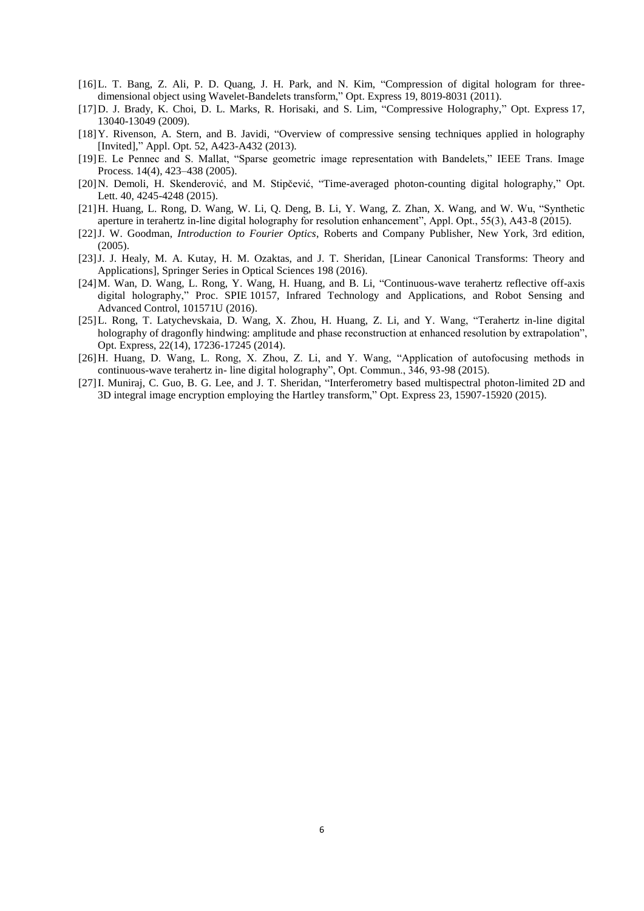[16] L. T. Bang, Z. Ali, P. D. Quang, J. H. Park, and N. Kim, "Compression of digital hologram for three-dimensional object using Wavelet-Bandelets transform," Opt. Express 19, 8019-8031 (2011).

[17] D. J. Brady, K. Choi, D. L. Marks, R. Horisaki, and S. Lim, "Compressive Holography," Opt. Express 17, 13040-13049 (2009).

[18] Y. Rivenson, A. Stern, and B. Javidi, "Overview of compressive sensing techniques applied in holography [Invited]," Appl. Opt. 52, A423-A432 (2013).

[19] E. Le Pennec and S. Mallat, "Sparse geometric image representation with Bandelets," IEEE Trans. Image Process. 14(4), 423–438 (2005).

[20] N. Demoli, H. Skenderović, and M. Stipčević, "Time-averaged photon-counting digital holography," Opt. Lett. 40, 4245-4248 (2015).

[21] H. Huang, L. Rong, D. Wang, W. Li, Q. Deng, B. Li, Y. Wang, Z. Zhan, X. Wang, and W. Wu, "Synthetic aperture in terahertz in-line digital holography for resolution enhancement", Appl. Opt., 55(3), A43-8 (2015).

[22] J. W. Goodman, *Introduction to Fourier Optics*, Roberts and Company Publisher, New York, 3rd edition, (2005).

[23] J. J. Healy, M. A. Kutay, H. M. Ozaktas, and J. T. Sheridan, [Linear Canonical Transforms: Theory and Applications], Springer Series in Optical Sciences 198 (2016).

[24] M. Wan, D. Wang, L. Rong, Y. Wang, H. Huang, and B. Li, "Continuous-wave terahertz reflective off-axis digital holography," Proc. SPIE 10157, Infrared Technology and Applications, and Robot Sensing and Advanced Control, 101571U (2016).

[25] L. Rong, T. Latychevskaia, D. Wang, X. Zhou, H. Huang, Z. Li, and Y. Wang, "Terahertz in-line digital holography of dragonfly hindwing: amplitude and phase reconstruction at enhanced resolution by extrapolation", Opt. Express, 22(14), 17236-17245 (2014).

[26] H. Huang, D. Wang, L. Rong, X. Zhou, Z. Li, and Y. Wang, "Application of autofocusing methods in continuous-wave terahertz in- line digital holography", Opt. Commun., 346, 93-98 (2015).

[27] I. Muniraj, C. Guo, B. G. Lee, and J. T. Sheridan, "Interferometry based multispectral photon-limited 2D and 3D integral image encryption employing the Hartley transform," Opt. Express 23, 15907-15920 (2015).